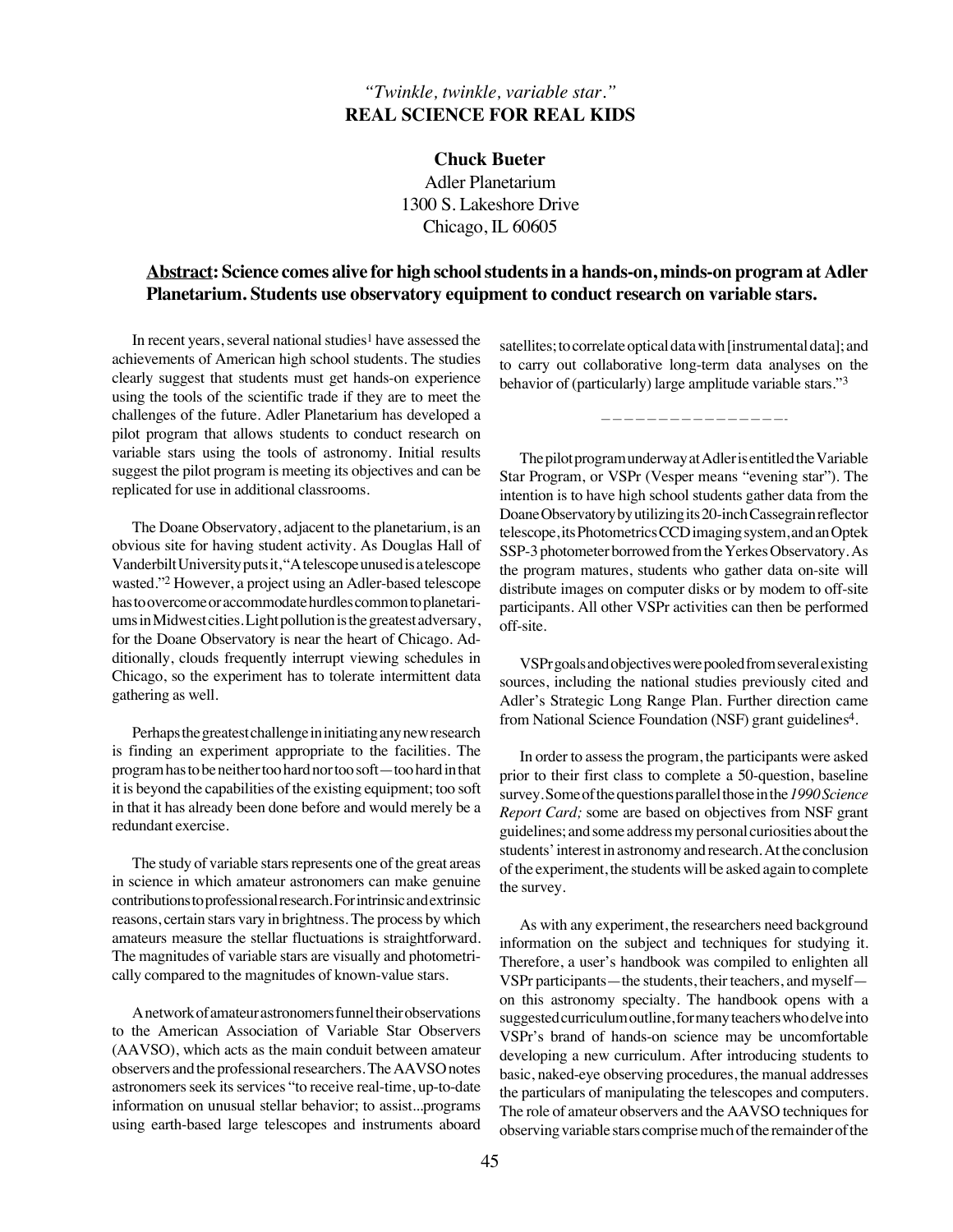*"Twinkle, twinkle, variable star."*

# REAL SCIENCE FOR REAL KIDS

**Chuck Bueter**
Adler Planetarium
1300 S. Lakeshore Drive
Chicago, IL 60605

**Abstract: Science comes alive for high school students in a hands-on, minds-on program at Adler Planetarium. Students use observatory equipment to conduct research on variable stars.**

In recent years, several national studies[1] have assessed the achievements of American high school students. The studies clearly suggest that students must get hands-on experience using the tools of the scientific trade if they are to meet the challenges of the future. Adler Planetarium has developed a pilot program that allows students to conduct research on variable stars using the tools of astronomy. Initial results suggest the pilot program is meeting its objectives and can be replicated for use in additional classrooms.

The Doane Observatory, adjacent to the planetarium, is an obvious site for having student activity. As Douglas Hall of Vanderbilt University puts it, "A telescope unused is a telescope wasted."[2] However, a project using an Adler-based telescope has to overcome or accommodate hurdles common to planetariums in Midwest cities. Light pollution is the greatest adversary, for the Doane Observatory is near the heart of Chicago. Additionally, clouds frequently interrupt viewing schedules in Chicago, so the experiment has to tolerate intermittent data gathering as well.

Perhaps the greatest challenge in initiating any new research is finding an experiment appropriate to the facilities. The program has to be neither too hard nor too soft—too hard in that it is beyond the capabilities of the existing equipment; too soft in that it has already been done before and would merely be a redundant exercise.

The study of variable stars represents one of the great areas in science in which amateur astronomers can make genuine contributions to professional research. For intrinsic and extrinsic reasons, certain stars vary in brightness. The process by which amateurs measure the stellar fluctuations is straightforward. The magnitudes of variable stars are visually and photometrically compared to the magnitudes of known-value stars.

A network of amateur astronomers funnel their observations to the American Association of Variable Star Observers (AAVSO), which acts as the main conduit between amateur observers and the professional researchers. The AAVSO notes astronomers seek its services "to receive real-time, up-to-date information on unusual stellar behavior; to assist...programs using earth-based large telescopes and instruments aboard satellites; to correlate optical data with [instrumental data]; and to carry out collaborative long-term data analyses on the behavior of (particularly) large amplitude variable stars."[3]

-----------------

The pilot program underway at Adler is entitled the Variable Star Program, or VSPr (Vesper means "evening star"). The intention is to have high school students gather data from the Doane Observatory by utilizing its 20-inch Cassegrain reflector telescope, its Photometrics CCD imaging system, and an Optek SSP-3 photometer borrowed from the Yerkes Observatory. As the program matures, students who gather data on-site will distribute images on computer disks or by modem to off-site participants. All other VSPr activities can then be performed off-site.

VSPr goals and objectives were pooled from several existing sources, including the national studies previously cited and Adler's Strategic Long Range Plan. Further direction came from National Science Foundation (NSF) grant guidelines[4].

In order to assess the program, the participants were asked prior to their first class to complete a 50-question, baseline survey. Some of the questions parallel those in the *1990 Science Report Card;* some are based on objectives from NSF grant guidelines; and some address my personal curiosities about the students' interest in astronomy and research. At the conclusion of the experiment, the students will be asked again to complete the survey.

As with any experiment, the researchers need background information on the subject and techniques for studying it. Therefore, a user's handbook was compiled to enlighten all VSPr participants—the students, their teachers, and myself—on this astronomy specialty. The handbook opens with a suggested curriculum outline, for many teachers who delve into VSPr's brand of hands-on science may be uncomfortable developing a new curriculum. After introducing students to basic, naked-eye observing procedures, the manual addresses the particulars of manipulating the telescopes and computers. The role of amateur observers and the AAVSO techniques for observing variable stars comprise much of the remainder of the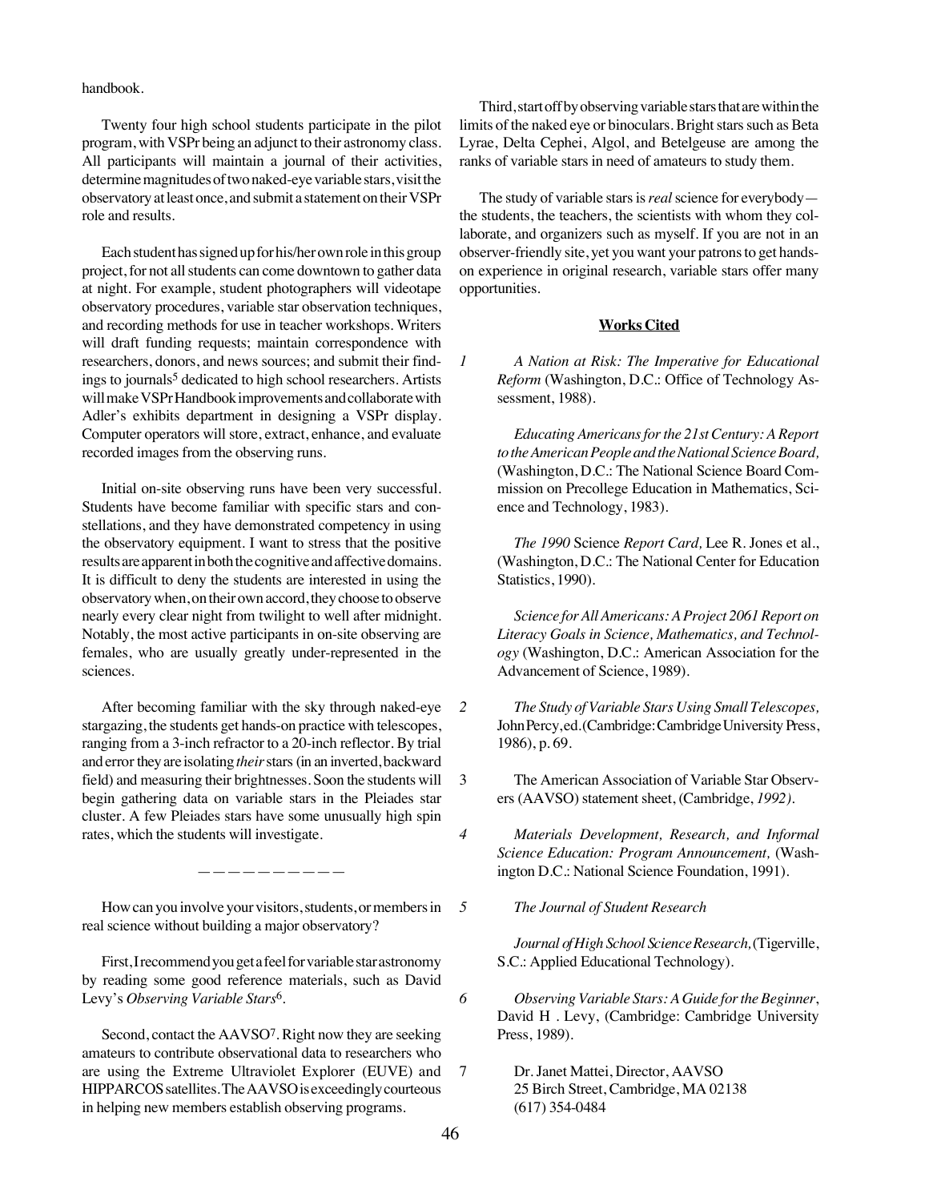handbook.

Twenty four high school students participate in the pilot program, with VSPr being an adjunct to their astronomy class. All participants will maintain a journal of their activities, determine magnitudes of two naked-eye variable stars, visit the observatory at least once, and submit a statement on their VSPr role and results.

Each student has signed up for his/her own role in this group project, for not all students can come downtown to gather data at night. For example, student photographers will videotape observatory procedures, variable star observation techniques, and recording methods for use in teacher workshops. Writers will draft funding requests; maintain correspondence with researchers, donors, and news sources; and submit their findings to journals[5] dedicated to high school researchers. Artists will make VSPr Handbook improvements and collaborate with Adler's exhibits department in designing a VSPr display. Computer operators will store, extract, enhance, and evaluate recorded images from the observing runs.

Initial on-site observing runs have been very successful. Students have become familiar with specific stars and constellations, and they have demonstrated competency in using the observatory equipment. I want to stress that the positive results are apparent in both the cognitive and affective domains. It is difficult to deny the students are interested in using the observatory when, on their own accord, they choose to observe nearly every clear night from twilight to well after midnight. Notably, the most active participants in on-site observing are females, who are usually greatly under-represented in the sciences.

After becoming familiar with the sky through naked-eye stargazing, the students get hands-on practice with telescopes, ranging from a 3-inch refractor to a 20-inch reflector. By trial and error they are isolating *their* stars (in an inverted, backward field) and measuring their brightnesses. Soon the students will begin gathering data on variable stars in the Pleiades star cluster. A few Pleiades stars have some unusually high spin rates, which the students will investigate.

———————————

How can you involve your visitors, students, or members in real science without building a major observatory?

First, I recommend you get a feel for variable star astronomy by reading some good reference materials, such as David Levy's *Observing Variable Stars*[6].

Second, contact the AAVSO[7]. Right now they are seeking amateurs to contribute observational data to researchers who are using the Extreme Ultraviolet Explorer (EUVE) and HIPPARCOS satellites. The AAVSO is exceedingly courteous in helping new members establish observing programs.

Third, start off by observing variable stars that are within the limits of the naked eye or binoculars. Bright stars such as Beta Lyrae, Delta Cephei, Algol, and Betelgeuse are among the ranks of variable stars in need of amateurs to study them.

The study of variable stars is *real* science for everybody—the students, the teachers, the scientists with whom they collaborate, and organizers such as myself. If you are not in an observer-friendly site, yet you want your patrons to get hands-on experience in original research, variable stars offer many opportunities.

## Works Cited

1. *A Nation at Risk: The Imperative for Educational Reform* (Washington, D.C.: Office of Technology Assessment, 1988).

   *Educating Americans for the 21st Century: A Report to the American People and the National Science Board,* (Washington, D.C.: The National Science Board Commission on Precollege Education in Mathematics, Science and Technology, 1983).

   *The 1990* Science *Report Card,* Lee R. Jones et al., (Washington, D.C.: The National Center for Education Statistics, 1990).

   *Science for All Americans: A Project 2061 Report on Literacy Goals in Science, Mathematics, and Technology* (Washington, D.C.: American Association for the Advancement of Science, 1989).

2. *The Study of Variable Stars Using Small Telescopes,* John Percy, ed. (Cambridge: Cambridge University Press, 1986), p. 69.

3. The American Association of Variable Star Observers (AAVSO) statement sheet, (Cambridge, *1992).*

4. *Materials Development, Research, and Informal Science Education: Program Announcement,* (Washington D.C.: National Science Foundation, 1991).

5. *The Journal of Student Research*

   *Journal of High School Science Research,* (Tigerville, S.C.: Applied Educational Technology).

6. *Observing Variable Stars: A Guide for the Beginner*, David H . Levy, (Cambridge: Cambridge University Press, 1989).

7. Dr. Janet Mattei, Director, AAVSO
   25 Birch Street, Cambridge, MA 02138
   (617) 354-0484